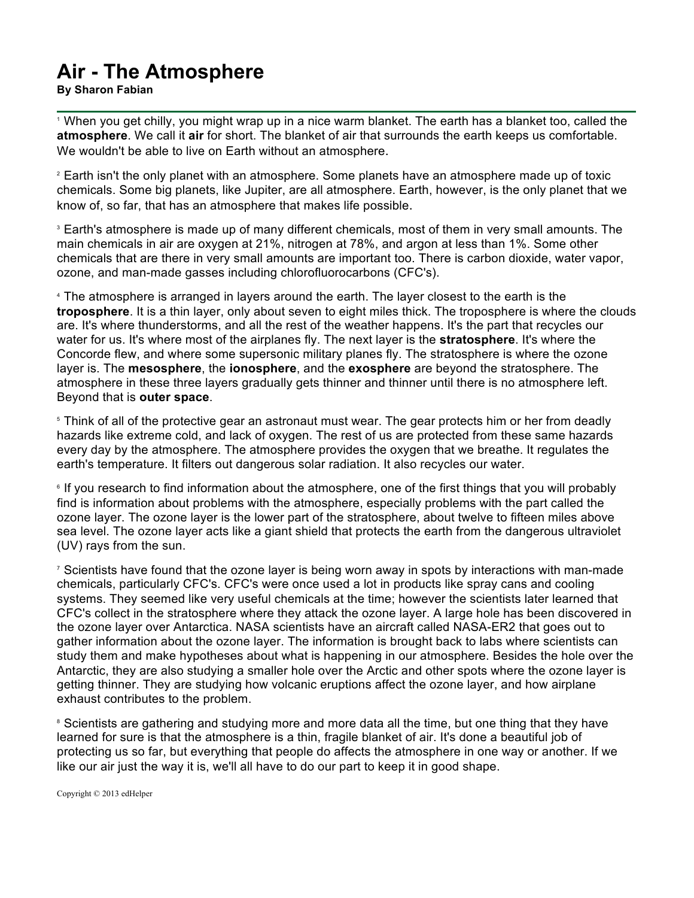# Air - The Atmosphere

**By Sharon Fabian**

[1] When you get chilly, you might wrap up in a nice warm blanket. The earth has a blanket too, called the **atmosphere**. We call it **air** for short. The blanket of air that surrounds the earth keeps us comfortable. We wouldn't be able to live on Earth without an atmosphere.

[2] Earth isn't the only planet with an atmosphere. Some planets have an atmosphere made up of toxic chemicals. Some big planets, like Jupiter, are all atmosphere. Earth, however, is the only planet that we know of, so far, that has an atmosphere that makes life possible.

[3] Earth's atmosphere is made up of many different chemicals, most of them in very small amounts. The main chemicals in air are oxygen at 21%, nitrogen at 78%, and argon at less than 1%. Some other chemicals that are there in very small amounts are important too. There is carbon dioxide, water vapor, ozone, and man-made gasses including chlorofluorocarbons (CFC's).

[4] The atmosphere is arranged in layers around the earth. The layer closest to the earth is the **troposphere**. It is a thin layer, only about seven to eight miles thick. The troposphere is where the clouds are. It's where thunderstorms, and all the rest of the weather happens. It's the part that recycles our water for us. It's where most of the airplanes fly. The next layer is the **stratosphere**. It's where the Concorde flew, and where some supersonic military planes fly. The stratosphere is where the ozone layer is. The **mesosphere**, the **ionosphere**, and the **exosphere** are beyond the stratosphere. The atmosphere in these three layers gradually gets thinner and thinner until there is no atmosphere left. Beyond that is **outer space**.

[5] Think of all of the protective gear an astronaut must wear. The gear protects him or her from deadly hazards like extreme cold, and lack of oxygen. The rest of us are protected from these same hazards every day by the atmosphere. The atmosphere provides the oxygen that we breathe. It regulates the earth's temperature. It filters out dangerous solar radiation. It also recycles our water.

[6] If you research to find information about the atmosphere, one of the first things that you will probably find is information about problems with the atmosphere, especially problems with the part called the ozone layer. The ozone layer is the lower part of the stratosphere, about twelve to fifteen miles above sea level. The ozone layer acts like a giant shield that protects the earth from the dangerous ultraviolet (UV) rays from the sun.

[7] Scientists have found that the ozone layer is being worn away in spots by interactions with man-made chemicals, particularly CFC's. CFC's were once used a lot in products like spray cans and cooling systems. They seemed like very useful chemicals at the time; however the scientists later learned that CFC's collect in the stratosphere where they attack the ozone layer. A large hole has been discovered in the ozone layer over Antarctica. NASA scientists have an aircraft called NASA-ER2 that goes out to gather information about the ozone layer. The information is brought back to labs where scientists can study them and make hypotheses about what is happening in our atmosphere. Besides the hole over the Antarctic, they are also studying a smaller hole over the Arctic and other spots where the ozone layer is getting thinner. They are studying how volcanic eruptions affect the ozone layer, and how airplane exhaust contributes to the problem.

[8] Scientists are gathering and studying more and more data all the time, but one thing that they have learned for sure is that the atmosphere is a thin, fragile blanket of air. It's done a beautiful job of protecting us so far, but everything that people do affects the atmosphere in one way or another. If we like our air just the way it is, we'll all have to do our part to keep it in good shape.

Copyright © 2013 edHelper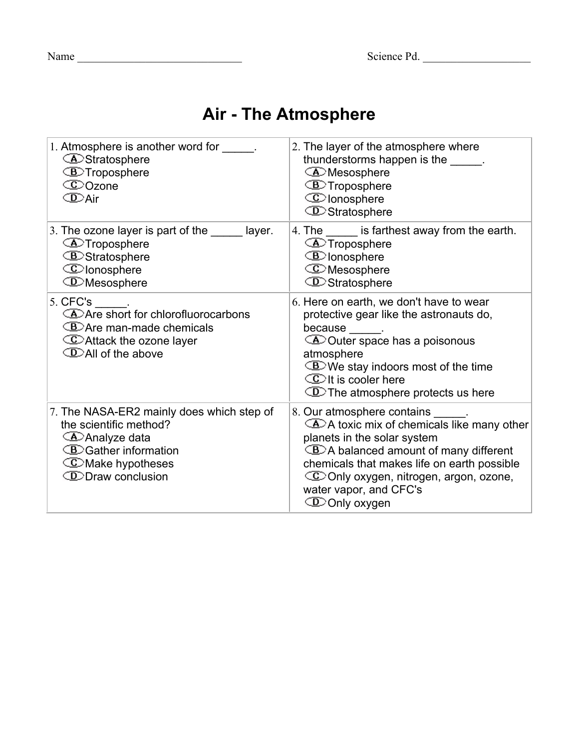Name ____________________________ Science Pd. __________________

# Air - The Atmosphere

1. Atmosphere is another word for _____.
   - (A) Stratosphere
   - (B) Troposphere
   - (C) Ozone
   - (D) Air

2. The layer of the atmosphere where thunderstorms happen is the _____.
   - (A) Mesosphere
   - (B) Troposphere
   - (C) Ionosphere
   - (D) Stratosphere

3. The ozone layer is part of the _____ layer.
   - (A) Troposphere
   - (B) Stratosphere
   - (C) Ionosphere
   - (D) Mesosphere

4. The _____ is farthest away from the earth.
   - (A) Troposphere
   - (B) Ionosphere
   - (C) Mesosphere
   - (D) Stratosphere

5. CFC's _____.
   - (A) Are short for chlorofluorocarbons
   - (B) Are man-made chemicals
   - (C) Attack the ozone layer
   - (D) All of the above

6. Here on earth, we don't have to wear protective gear like the astronauts do, because _____.
   - (A) Outer space has a poisonous atmosphere
   - (B) We stay indoors most of the time
   - (C) It is cooler here
   - (D) The atmosphere protects us here

7. The NASA-ER2 mainly does which step of the scientific method?
   - (A) Analyze data
   - (B) Gather information
   - (C) Make hypotheses
   - (D) Draw conclusion

8. Our atmosphere contains _____.
   - (A) A toxic mix of chemicals like many other planets in the solar system
   - (B) A balanced amount of many different chemicals that makes life on earth possible
   - (C) Only oxygen, nitrogen, argon, ozone, water vapor, and CFC's
   - (D) Only oxygen